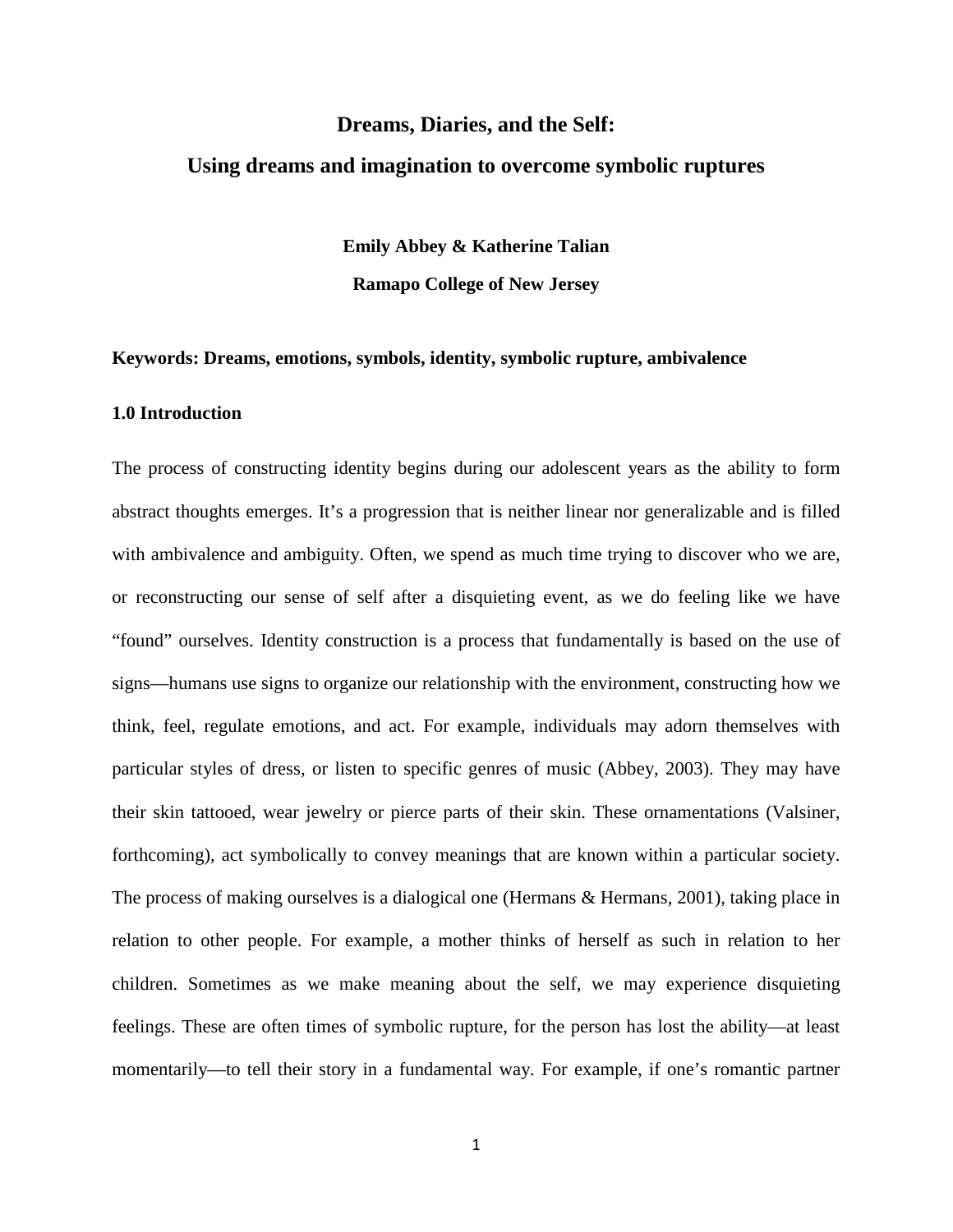# Dreams, Diaries, and the Self:

## Using dreams and imagination to overcome symbolic ruptures

**Emily Abbey & Katherine Talian**

**Ramapo College of New Jersey**

**Keywords: Dreams, emotions, symbols, identity, symbolic rupture, ambivalence**

### 1.0 Introduction

The process of constructing identity begins during our adolescent years as the ability to form abstract thoughts emerges. It's a progression that is neither linear nor generalizable and is filled with ambivalence and ambiguity. Often, we spend as much time trying to discover who we are, or reconstructing our sense of self after a disquieting event, as we do feeling like we have "found" ourselves. Identity construction is a process that fundamentally is based on the use of signs—humans use signs to organize our relationship with the environment, constructing how we think, feel, regulate emotions, and act. For example, individuals may adorn themselves with particular styles of dress, or listen to specific genres of music (Abbey, 2003). They may have their skin tattooed, wear jewelry or pierce parts of their skin. These ornamentations (Valsiner, forthcoming), act symbolically to convey meanings that are known within a particular society. The process of making ourselves is a dialogical one (Hermans & Hermans, 2001), taking place in relation to other people. For example, a mother thinks of herself as such in relation to her children. Sometimes as we make meaning about the self, we may experience disquieting feelings. These are often times of symbolic rupture, for the person has lost the ability—at least momentarily—to tell their story in a fundamental way. For example, if one's romantic partner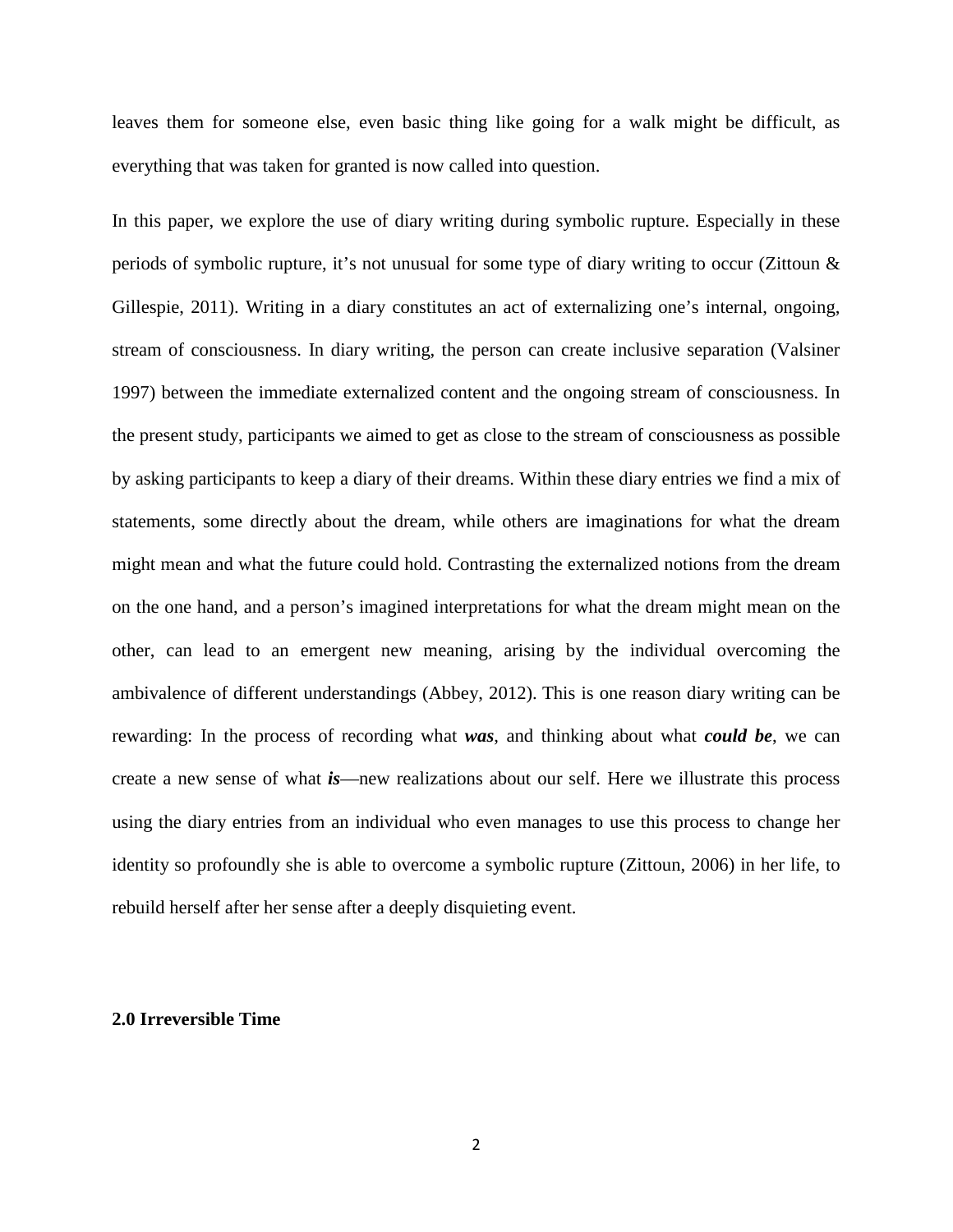leaves them for someone else, even basic thing like going for a walk might be difficult, as everything that was taken for granted is now called into question.

In this paper, we explore the use of diary writing during symbolic rupture. Especially in these periods of symbolic rupture, it's not unusual for some type of diary writing to occur (Zittoun & Gillespie, 2011). Writing in a diary constitutes an act of externalizing one's internal, ongoing, stream of consciousness. In diary writing, the person can create inclusive separation (Valsiner 1997) between the immediate externalized content and the ongoing stream of consciousness. In the present study, participants we aimed to get as close to the stream of consciousness as possible by asking participants to keep a diary of their dreams. Within these diary entries we find a mix of statements, some directly about the dream, while others are imaginations for what the dream might mean and what the future could hold. Contrasting the externalized notions from the dream on the one hand, and a person's imagined interpretations for what the dream might mean on the other, can lead to an emergent new meaning, arising by the individual overcoming the ambivalence of different understandings (Abbey, 2012). This is one reason diary writing can be rewarding: In the process of recording what ***was***, and thinking about what ***could be***, we can create a new sense of what ***is***—new realizations about our self. Here we illustrate this process using the diary entries from an individual who even manages to use this process to change her identity so profoundly she is able to overcome a symbolic rupture (Zittoun, 2006) in her life, to rebuild herself after her sense after a deeply disquieting event.

## 2.0 Irreversible Time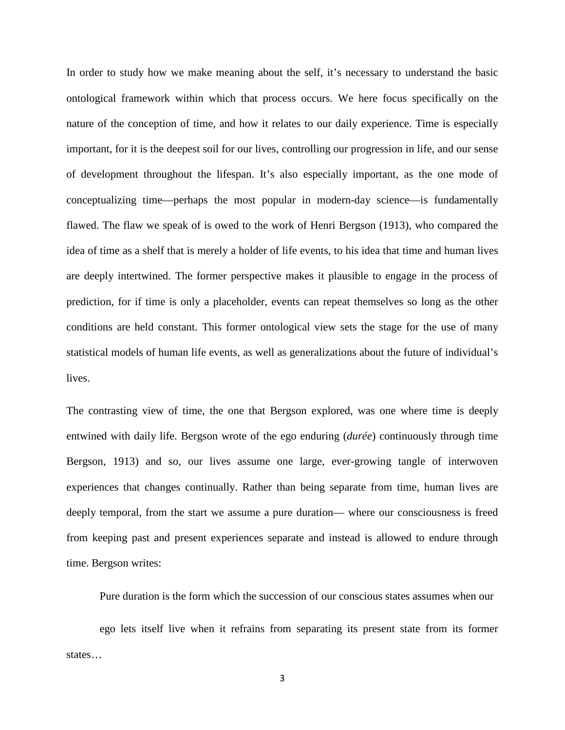In order to study how we make meaning about the self, it's necessary to understand the basic ontological framework within which that process occurs. We here focus specifically on the nature of the conception of time, and how it relates to our daily experience. Time is especially important, for it is the deepest soil for our lives, controlling our progression in life, and our sense of development throughout the lifespan. It's also especially important, as the one mode of conceptualizing time—perhaps the most popular in modern-day science—is fundamentally flawed. The flaw we speak of is owed to the work of Henri Bergson (1913), who compared the idea of time as a shelf that is merely a holder of life events, to his idea that time and human lives are deeply intertwined. The former perspective makes it plausible to engage in the process of prediction, for if time is only a placeholder, events can repeat themselves so long as the other conditions are held constant. This former ontological view sets the stage for the use of many statistical models of human life events, as well as generalizations about the future of individual's lives.

The contrasting view of time, the one that Bergson explored, was one where time is deeply entwined with daily life. Bergson wrote of the ego enduring (*durée*) continuously through time Bergson, 1913) and so, our lives assume one large, ever-growing tangle of interwoven experiences that changes continually. Rather than being separate from time, human lives are deeply temporal, from the start we assume a pure duration— where our consciousness is freed from keeping past and present experiences separate and instead is allowed to endure through time. Bergson writes:

> Pure duration is the form which the succession of our conscious states assumes when our ego lets itself live when it refrains from separating its present state from its former states…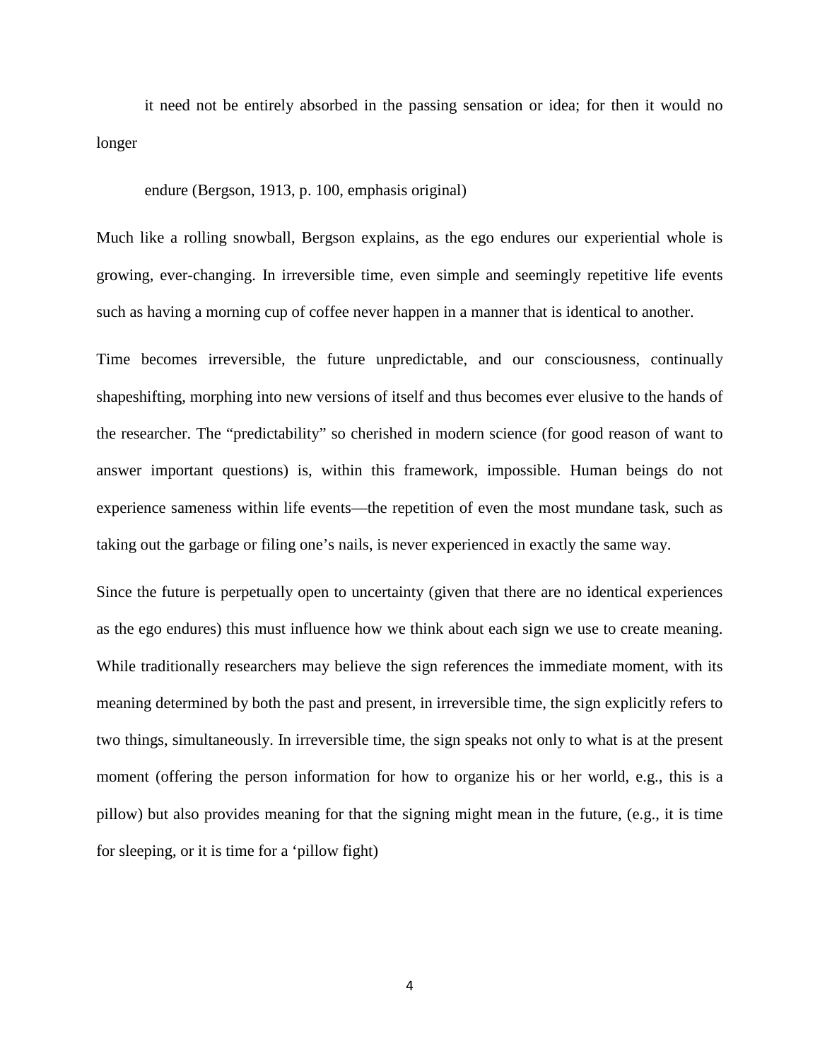> it need not be entirely absorbed in the passing sensation or idea; for then it would no longer
>
> endure (Bergson, 1913, p. 100, emphasis original)

Much like a rolling snowball, Bergson explains, as the ego endures our experiential whole is growing, ever-changing. In irreversible time, even simple and seemingly repetitive life events such as having a morning cup of coffee never happen in a manner that is identical to another.

Time becomes irreversible, the future unpredictable, and our consciousness, continually shapeshifting, morphing into new versions of itself and thus becomes ever elusive to the hands of the researcher. The "predictability" so cherished in modern science (for good reason of want to answer important questions) is, within this framework, impossible. Human beings do not experience sameness within life events—the repetition of even the most mundane task, such as taking out the garbage or filing one's nails, is never experienced in exactly the same way.

Since the future is perpetually open to uncertainty (given that there are no identical experiences as the ego endures) this must influence how we think about each sign we use to create meaning. While traditionally researchers may believe the sign references the immediate moment, with its meaning determined by both the past and present, in irreversible time, the sign explicitly refers to two things, simultaneously. In irreversible time, the sign speaks not only to what is at the present moment (offering the person information for how to organize his or her world, e.g., this is a pillow) but also provides meaning for that the signing might mean in the future, (e.g., it is time for sleeping, or it is time for a 'pillow fight)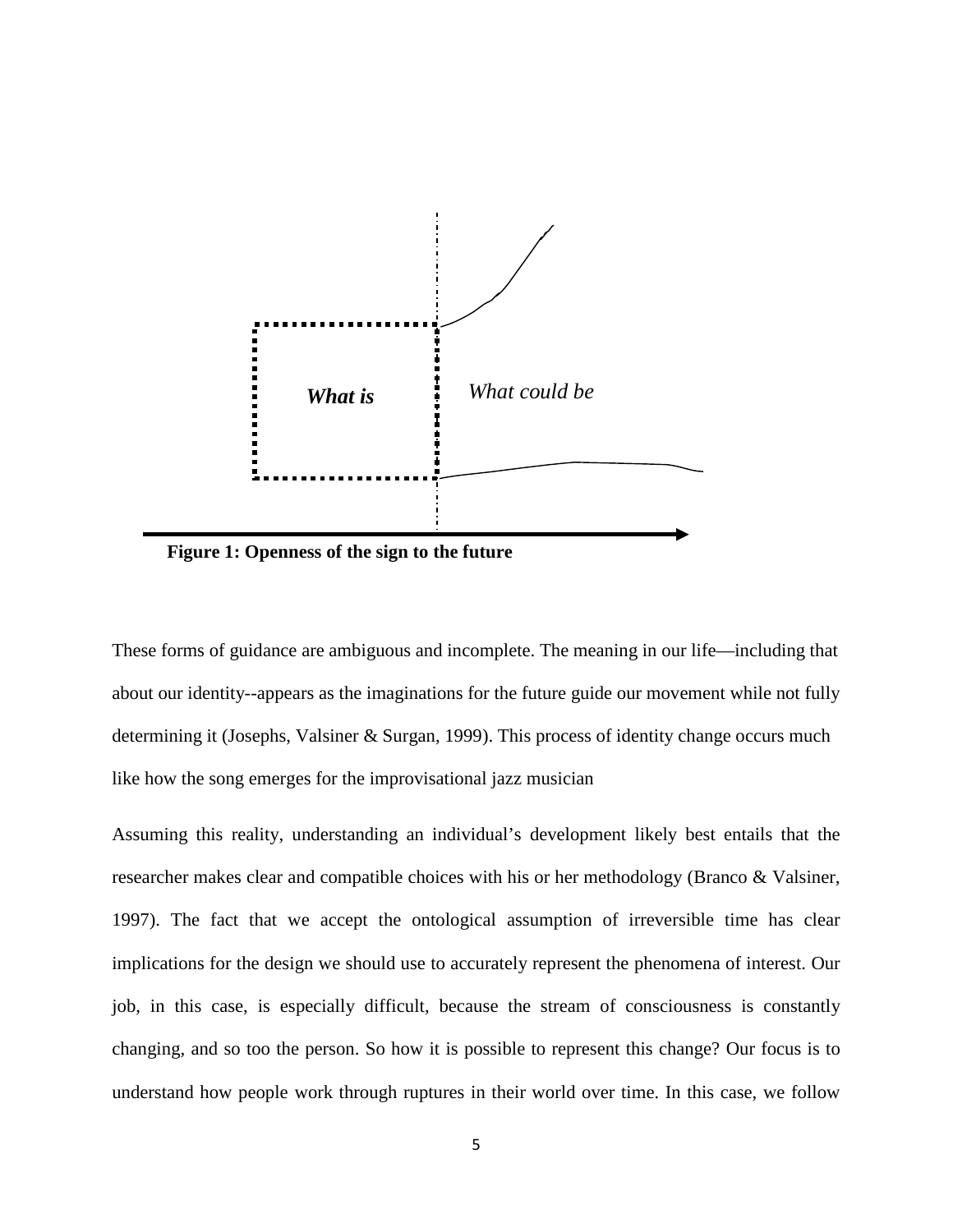*What is*

*What could be*

**Figure 1: Openness of the sign to the future**

These forms of guidance are ambiguous and incomplete. The meaning in our life—including that about our identity--appears as the imaginations for the future guide our movement while not fully determining it (Josephs, Valsiner & Surgan, 1999). This process of identity change occurs much like how the song emerges for the improvisational jazz musician

Assuming this reality, understanding an individual's development likely best entails that the researcher makes clear and compatible choices with his or her methodology (Branco & Valsiner, 1997). The fact that we accept the ontological assumption of irreversible time has clear implications for the design we should use to accurately represent the phenomena of interest. Our job, in this case, is especially difficult, because the stream of consciousness is constantly changing, and so too the person. So how it is possible to represent this change? Our focus is to understand how people work through ruptures in their world over time. In this case, we follow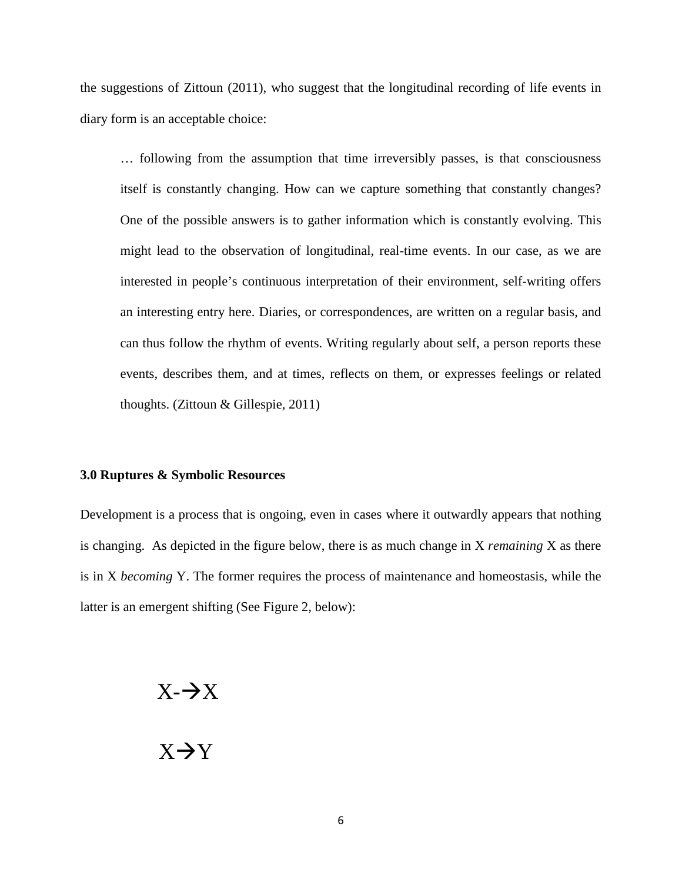the suggestions of Zittoun (2011), who suggest that the longitudinal recording of life events in diary form is an acceptable choice:

> … following from the assumption that time irreversibly passes, is that consciousness itself is constantly changing. How can we capture something that constantly changes? One of the possible answers is to gather information which is constantly evolving. This might lead to the observation of longitudinal, real-time events. In our case, as we are interested in people's continuous interpretation of their environment, self-writing offers an interesting entry here. Diaries, or correspondences, are written on a regular basis, and can thus follow the rhythm of events. Writing regularly about self, a person reports these events, describes them, and at times, reflects on them, or expresses feelings or related thoughts. (Zittoun & Gillespie, 2011)

**3.0 Ruptures & Symbolic Resources**

Development is a process that is ongoing, even in cases where it outwardly appears that nothing is changing. As depicted in the figure below, there is as much change in X *remaining* X as there is in X *becoming* Y. The former requires the process of maintenance and homeostasis, while the latter is an emergent shifting (See Figure 2, below):

X-→X

X→Y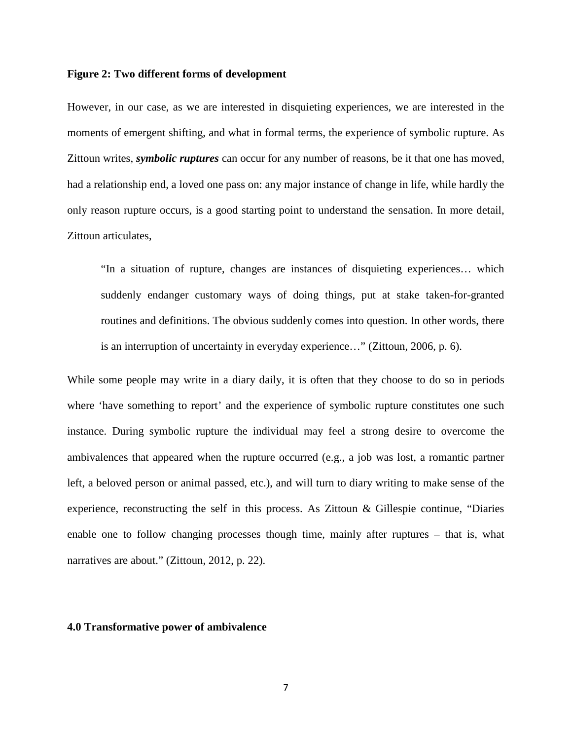**Figure 2: Two different forms of development**

However, in our case, as we are interested in disquieting experiences, we are interested in the moments of emergent shifting, and what in formal terms, the experience of symbolic rupture. As Zittoun writes, ***symbolic ruptures*** can occur for any number of reasons, be it that one has moved, had a relationship end, a loved one pass on: any major instance of change in life, while hardly the only reason rupture occurs, is a good starting point to understand the sensation. In more detail, Zittoun articulates,

> "In a situation of rupture, changes are instances of disquieting experiences… which suddenly endanger customary ways of doing things, put at stake taken-for-granted routines and definitions. The obvious suddenly comes into question. In other words, there is an interruption of uncertainty in everyday experience…" (Zittoun, 2006, p. 6).

While some people may write in a diary daily, it is often that they choose to do so in periods where 'have something to report' and the experience of symbolic rupture constitutes one such instance. During symbolic rupture the individual may feel a strong desire to overcome the ambivalences that appeared when the rupture occurred (e.g., a job was lost, a romantic partner left, a beloved person or animal passed, etc.), and will turn to diary writing to make sense of the experience, reconstructing the self in this process. As Zittoun & Gillespie continue, "Diaries enable one to follow changing processes though time, mainly after ruptures – that is, what narratives are about." (Zittoun, 2012, p. 22).

## 4.0 Transformative power of ambivalence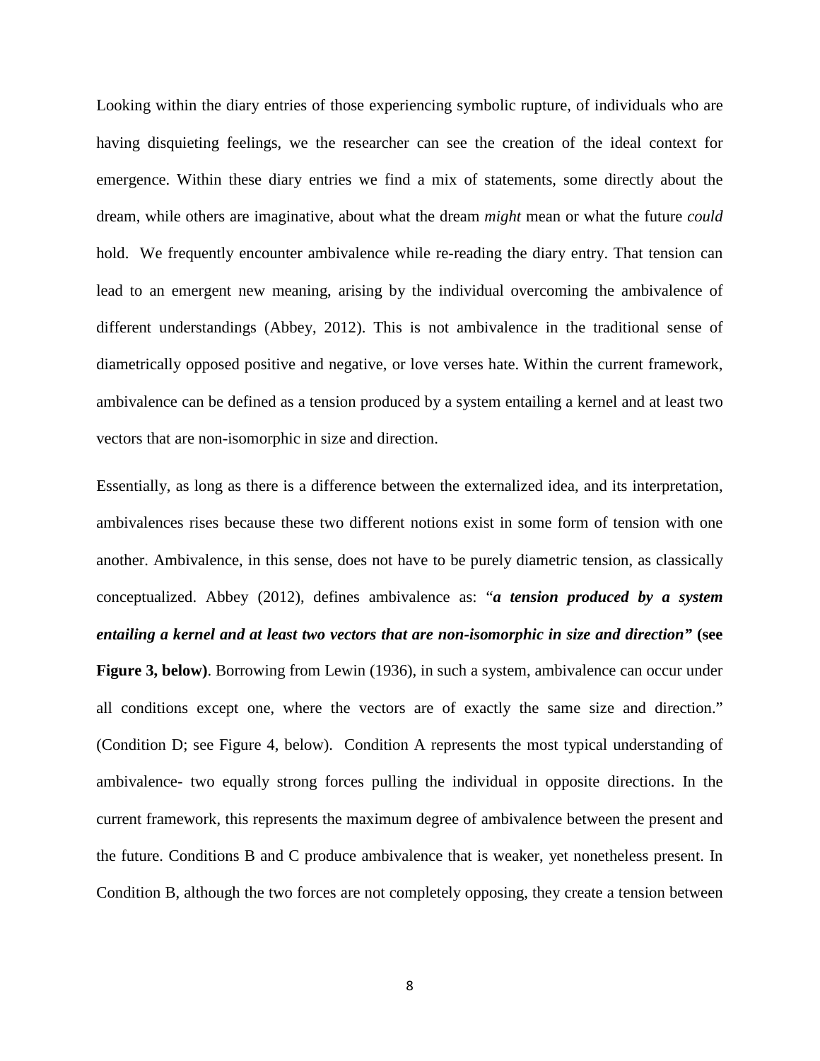Looking within the diary entries of those experiencing symbolic rupture, of individuals who are having disquieting feelings, we the researcher can see the creation of the ideal context for emergence. Within these diary entries we find a mix of statements, some directly about the dream, while others are imaginative, about what the dream *might* mean or what the future *could* hold. We frequently encounter ambivalence while re-reading the diary entry. That tension can lead to an emergent new meaning, arising by the individual overcoming the ambivalence of different understandings (Abbey, 2012). This is not ambivalence in the traditional sense of diametrically opposed positive and negative, or love verses hate. Within the current framework, ambivalence can be defined as a tension produced by a system entailing a kernel and at least two vectors that are non-isomorphic in size and direction.

Essentially, as long as there is a difference between the externalized idea, and its interpretation, ambivalences rises because these two different notions exist in some form of tension with one another. Ambivalence, in this sense, does not have to be purely diametric tension, as classically conceptualized. Abbey (2012), defines ambivalence as: "***a tension produced by a system entailing a kernel and at least two vectors that are non-isomorphic in size and direction*" (see Figure 3, below)**. Borrowing from Lewin (1936), in such a system, ambivalence can occur under all conditions except one, where the vectors are of exactly the same size and direction." (Condition D; see Figure 4, below). Condition A represents the most typical understanding of ambivalence- two equally strong forces pulling the individual in opposite directions. In the current framework, this represents the maximum degree of ambivalence between the present and the future. Conditions B and C produce ambivalence that is weaker, yet nonetheless present. In Condition B, although the two forces are not completely opposing, they create a tension between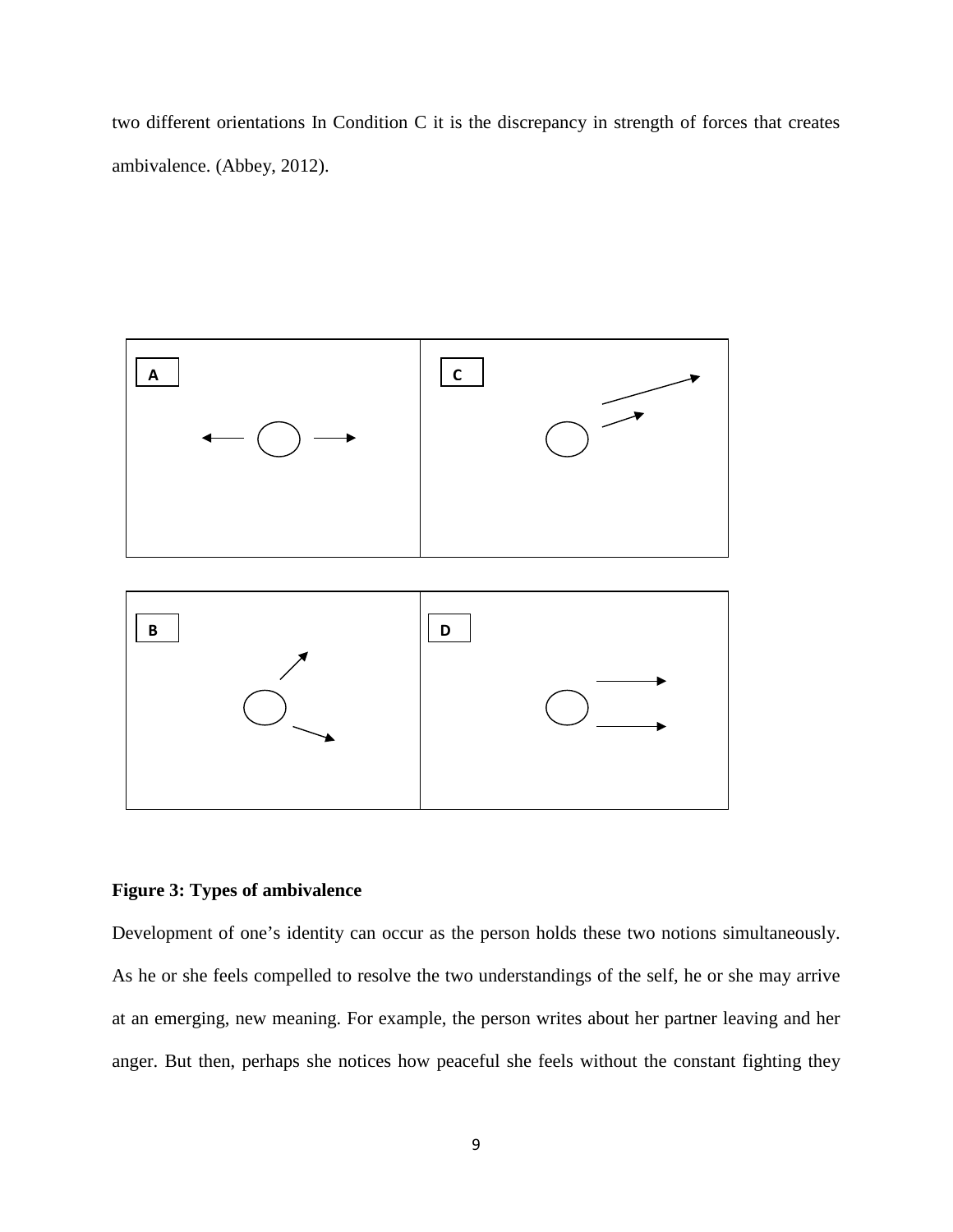two different orientations In Condition C it is the discrepancy in strength of forces that creates ambivalence. (Abbey, 2012).

**Figure 3: Types of ambivalence**

Development of one's identity can occur as the person holds these two notions simultaneously. As he or she feels compelled to resolve the two understandings of the self, he or she may arrive at an emerging, new meaning. For example, the person writes about her partner leaving and her anger. But then, perhaps she notices how peaceful she feels without the constant fighting they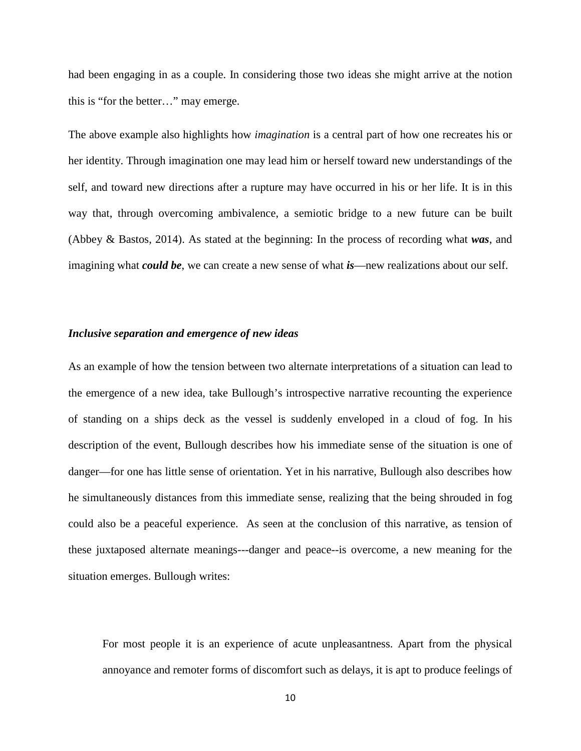had been engaging in as a couple. In considering those two ideas she might arrive at the notion this is "for the better…" may emerge.

The above example also highlights how *imagination* is a central part of how one recreates his or her identity. Through imagination one may lead him or herself toward new understandings of the self, and toward new directions after a rupture may have occurred in his or her life. It is in this way that, through overcoming ambivalence, a semiotic bridge to a new future can be built (Abbey & Bastos, 2014). As stated at the beginning: In the process of recording what ***was***, and imagining what ***could be***, we can create a new sense of what ***is***—new realizations about our self.

### *Inclusive separation and emergence of new ideas*

As an example of how the tension between two alternate interpretations of a situation can lead to the emergence of a new idea, take Bullough's introspective narrative recounting the experience of standing on a ships deck as the vessel is suddenly enveloped in a cloud of fog. In his description of the event, Bullough describes how his immediate sense of the situation is one of danger—for one has little sense of orientation. Yet in his narrative, Bullough also describes how he simultaneously distances from this immediate sense, realizing that the being shrouded in fog could also be a peaceful experience. As seen at the conclusion of this narrative, as tension of these juxtaposed alternate meanings---danger and peace--is overcome, a new meaning for the situation emerges. Bullough writes:

> For most people it is an experience of acute unpleasantness. Apart from the physical annoyance and remoter forms of discomfort such as delays, it is apt to produce feelings of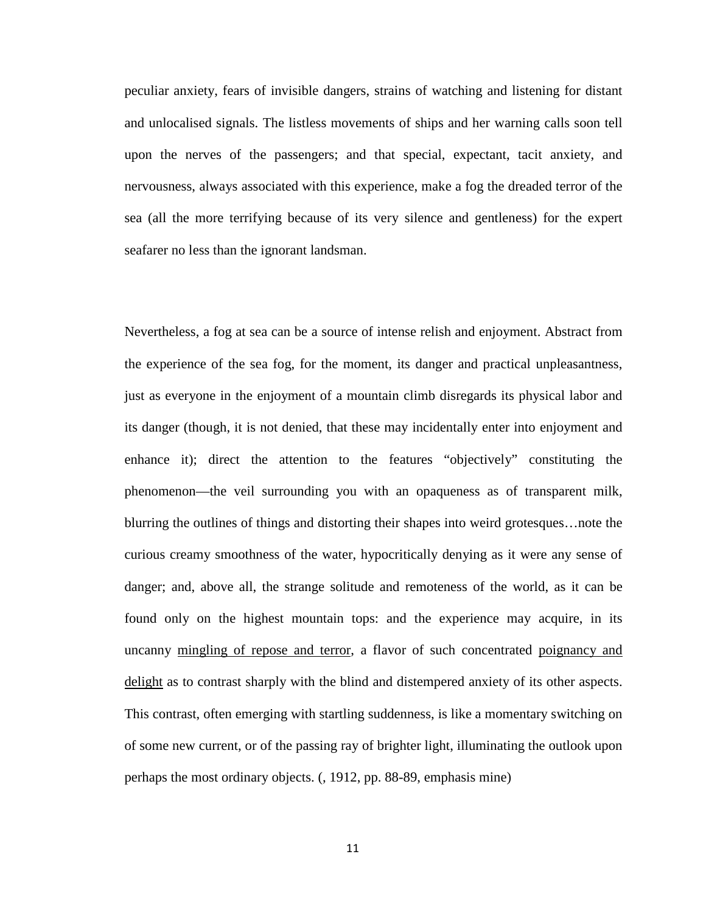peculiar anxiety, fears of invisible dangers, strains of watching and listening for distant and unlocalised signals. The listless movements of ships and her warning calls soon tell upon the nerves of the passengers; and that special, expectant, tacit anxiety, and nervousness, always associated with this experience, make a fog the dreaded terror of the sea (all the more terrifying because of its very silence and gentleness) for the expert seafarer no less than the ignorant landsman.

Nevertheless, a fog at sea can be a source of intense relish and enjoyment. Abstract from the experience of the sea fog, for the moment, its danger and practical unpleasantness, just as everyone in the enjoyment of a mountain climb disregards its physical labor and its danger (though, it is not denied, that these may incidentally enter into enjoyment and enhance it); direct the attention to the features "objectively" constituting the phenomenon—the veil surrounding you with an opaqueness as of transparent milk, blurring the outlines of things and distorting their shapes into weird grotesques…note the curious creamy smoothness of the water, hypocritically denying as it were any sense of danger; and, above all, the strange solitude and remoteness of the world, as it can be found only on the highest mountain tops: and the experience may acquire, in its uncanny <u>mingling of repose and terror</u>, a flavor of such concentrated <u>poignancy and delight</u> as to contrast sharply with the blind and distempered anxiety of its other aspects. This contrast, often emerging with startling suddenness, is like a momentary switching on of some new current, or of the passing ray of brighter light, illuminating the outlook upon perhaps the most ordinary objects. (, 1912, pp. 88-89, emphasis mine)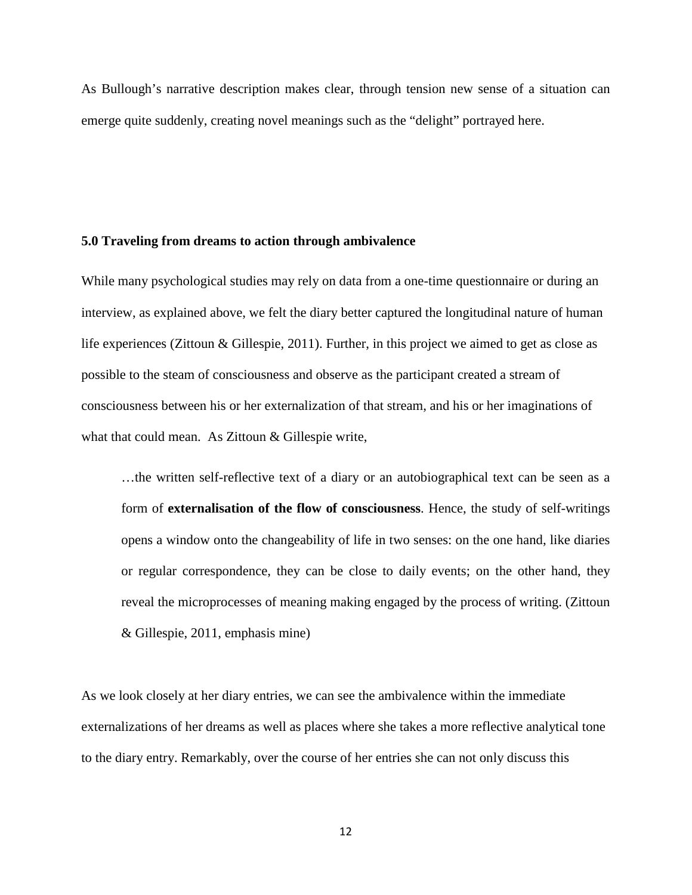As Bullough's narrative description makes clear, through tension new sense of a situation can emerge quite suddenly, creating novel meanings such as the "delight" portrayed here.

### 5.0 Traveling from dreams to action through ambivalence

While many psychological studies may rely on data from a one-time questionnaire or during an interview, as explained above, we felt the diary better captured the longitudinal nature of human life experiences (Zittoun & Gillespie, 2011). Further, in this project we aimed to get as close as possible to the steam of consciousness and observe as the participant created a stream of consciousness between his or her externalization of that stream, and his or her imaginations of what that could mean. As Zittoun & Gillespie write,

> …the written self-reflective text of a diary or an autobiographical text can be seen as a form of **externalisation of the flow of consciousness**. Hence, the study of self-writings opens a window onto the changeability of life in two senses: on the one hand, like diaries or regular correspondence, they can be close to daily events; on the other hand, they reveal the microprocesses of meaning making engaged by the process of writing. (Zittoun & Gillespie, 2011, emphasis mine)

As we look closely at her diary entries, we can see the ambivalence within the immediate externalizations of her dreams as well as places where she takes a more reflective analytical tone to the diary entry. Remarkably, over the course of her entries she can not only discuss this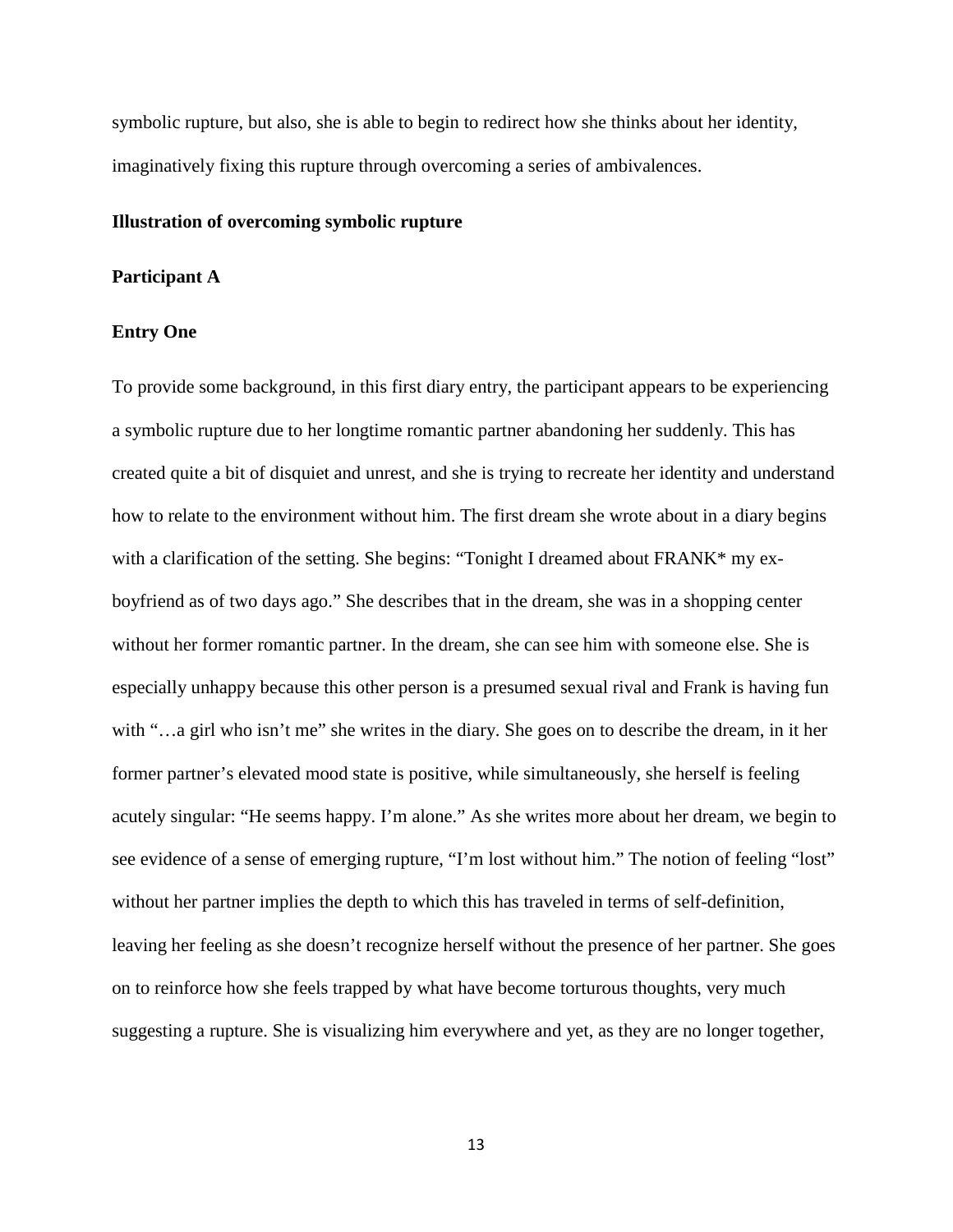symbolic rupture, but also, she is able to begin to redirect how she thinks about her identity, imaginatively fixing this rupture through overcoming a series of ambivalences.

**Illustration of overcoming symbolic rupture**

**Participant A**

**Entry One**

To provide some background, in this first diary entry, the participant appears to be experiencing a symbolic rupture due to her longtime romantic partner abandoning her suddenly. This has created quite a bit of disquiet and unrest, and she is trying to recreate her identity and understand how to relate to the environment without him. The first dream she wrote about in a diary begins with a clarification of the setting. She begins: "Tonight I dreamed about FRANK* my ex-boyfriend as of two days ago." She describes that in the dream, she was in a shopping center without her former romantic partner. In the dream, she can see him with someone else. She is especially unhappy because this other person is a presumed sexual rival and Frank is having fun with "…a girl who isn't me" she writes in the diary. She goes on to describe the dream, in it her former partner's elevated mood state is positive, while simultaneously, she herself is feeling acutely singular: "He seems happy. I'm alone." As she writes more about her dream, we begin to see evidence of a sense of emerging rupture, "I'm lost without him." The notion of feeling "lost" without her partner implies the depth to which this has traveled in terms of self-definition, leaving her feeling as she doesn't recognize herself without the presence of her partner. She goes on to reinforce how she feels trapped by what have become torturous thoughts, very much suggesting a rupture. She is visualizing him everywhere and yet, as they are no longer together,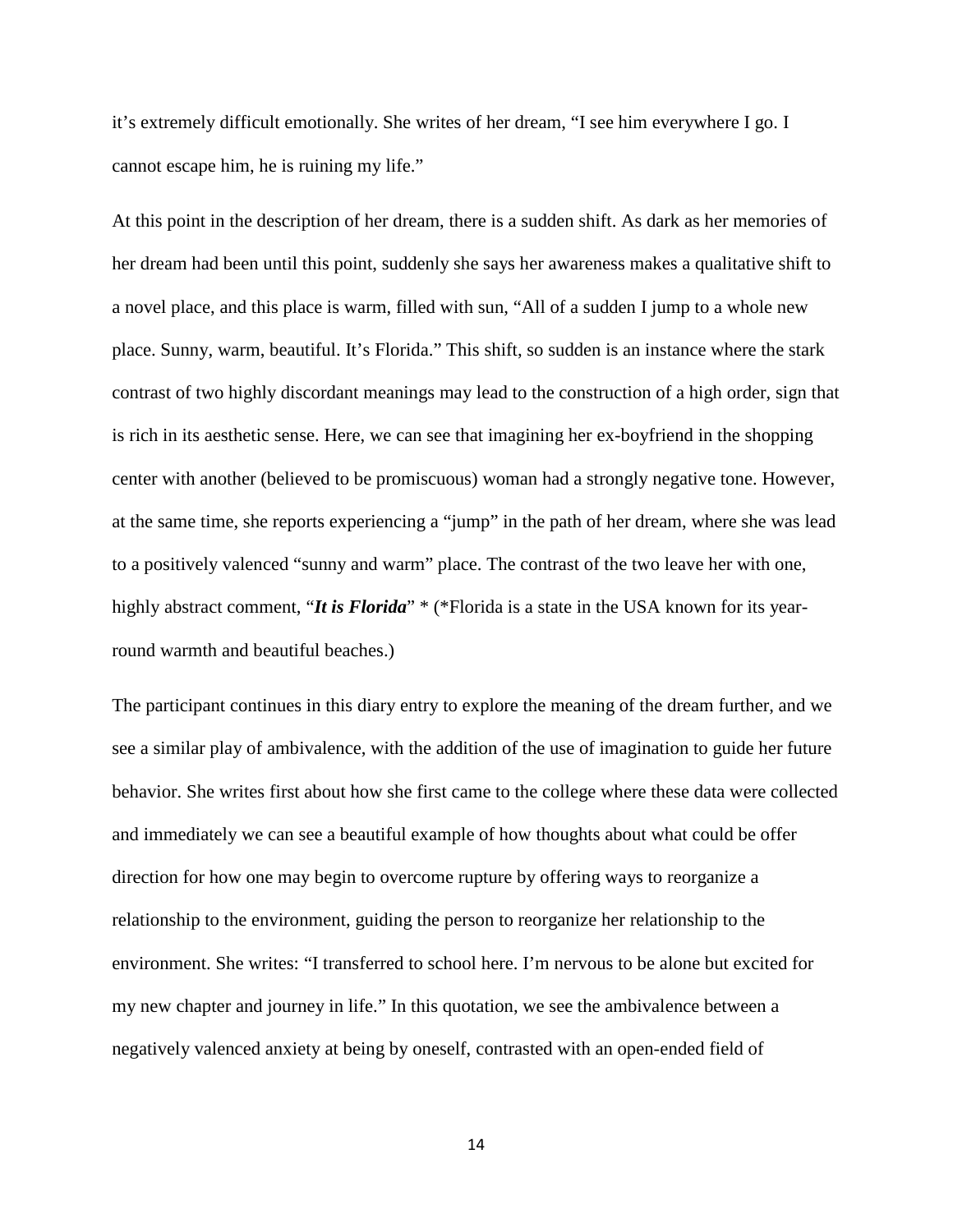it's extremely difficult emotionally. She writes of her dream, "I see him everywhere I go. I cannot escape him, he is ruining my life."

At this point in the description of her dream, there is a sudden shift. As dark as her memories of her dream had been until this point, suddenly she says her awareness makes a qualitative shift to a novel place, and this place is warm, filled with sun, "All of a sudden I jump to a whole new place. Sunny, warm, beautiful. It's Florida." This shift, so sudden is an instance where the stark contrast of two highly discordant meanings may lead to the construction of a high order, sign that is rich in its aesthetic sense. Here, we can see that imagining her ex-boyfriend in the shopping center with another (believed to be promiscuous) woman had a strongly negative tone. However, at the same time, she reports experiencing a "jump" in the path of her dream, where she was lead to a positively valenced "sunny and warm" place. The contrast of the two leave her with one, highly abstract comment, "***It is Florida***" * (*Florida is a state in the USA known for its year-round warmth and beautiful beaches.)

The participant continues in this diary entry to explore the meaning of the dream further, and we see a similar play of ambivalence, with the addition of the use of imagination to guide her future behavior. She writes first about how she first came to the college where these data were collected and immediately we can see a beautiful example of how thoughts about what could be offer direction for how one may begin to overcome rupture by offering ways to reorganize a relationship to the environment, guiding the person to reorganize her relationship to the environment. She writes: "I transferred to school here. I'm nervous to be alone but excited for my new chapter and journey in life." In this quotation, we see the ambivalence between a negatively valenced anxiety at being by oneself, contrasted with an open-ended field of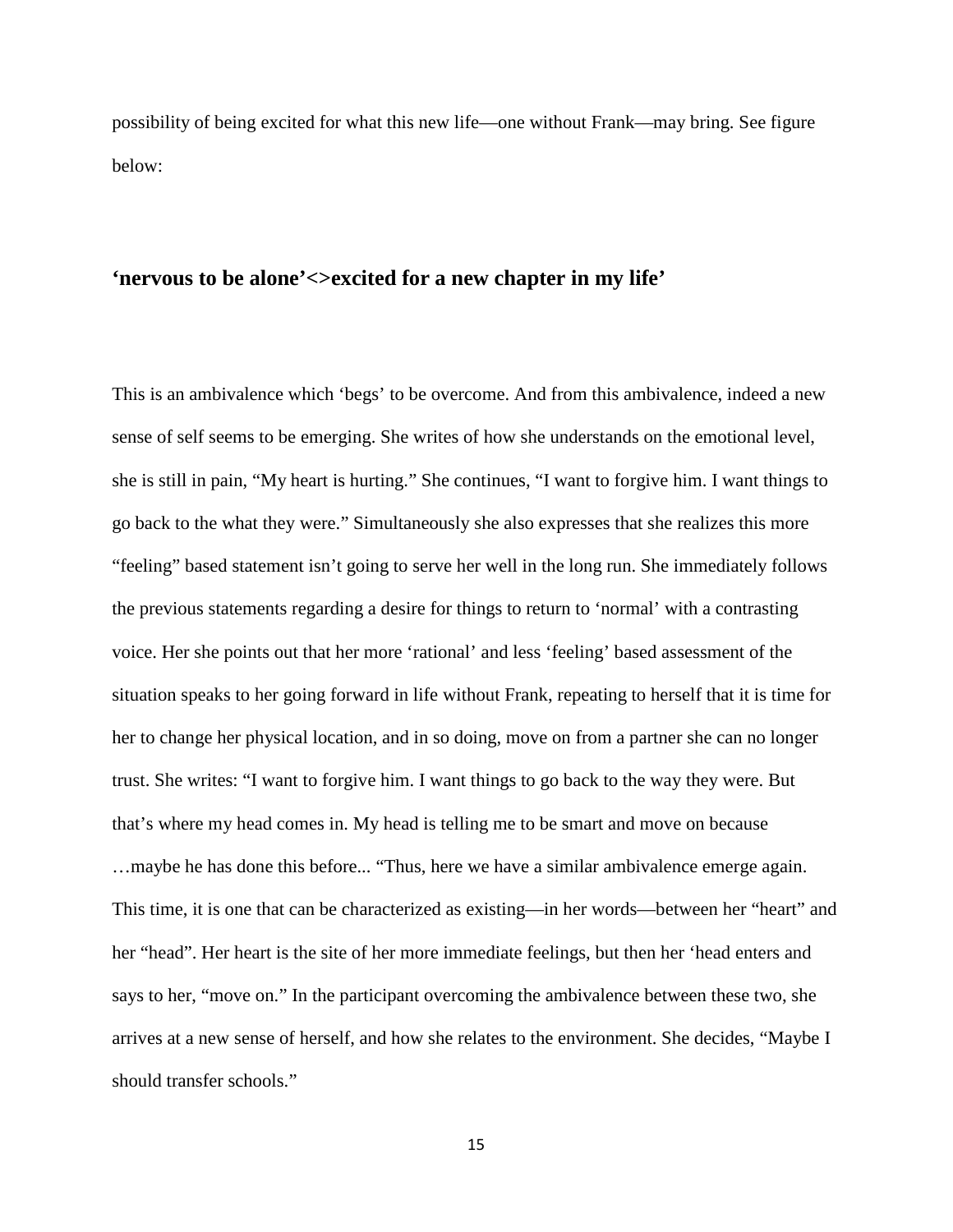possibility of being excited for what this new life—one without Frank—may bring. See figure below:

**'nervous to be alone'<>excited for a new chapter in my life'**

This is an ambivalence which 'begs' to be overcome. And from this ambivalence, indeed a new sense of self seems to be emerging. She writes of how she understands on the emotional level, she is still in pain, "My heart is hurting." She continues, "I want to forgive him. I want things to go back to the what they were." Simultaneously she also expresses that she realizes this more "feeling" based statement isn't going to serve her well in the long run. She immediately follows the previous statements regarding a desire for things to return to 'normal' with a contrasting voice. Her she points out that her more 'rational' and less 'feeling' based assessment of the situation speaks to her going forward in life without Frank, repeating to herself that it is time for her to change her physical location, and in so doing, move on from a partner she can no longer trust. She writes: "I want to forgive him. I want things to go back to the way they were. But that's where my head comes in. My head is telling me to be smart and move on because …maybe he has done this before... "Thus, here we have a similar ambivalence emerge again. This time, it is one that can be characterized as existing—in her words—between her "heart" and her "head". Her heart is the site of her more immediate feelings, but then her 'head enters and says to her, "move on." In the participant overcoming the ambivalence between these two, she arrives at a new sense of herself, and how she relates to the environment. She decides, "Maybe I should transfer schools."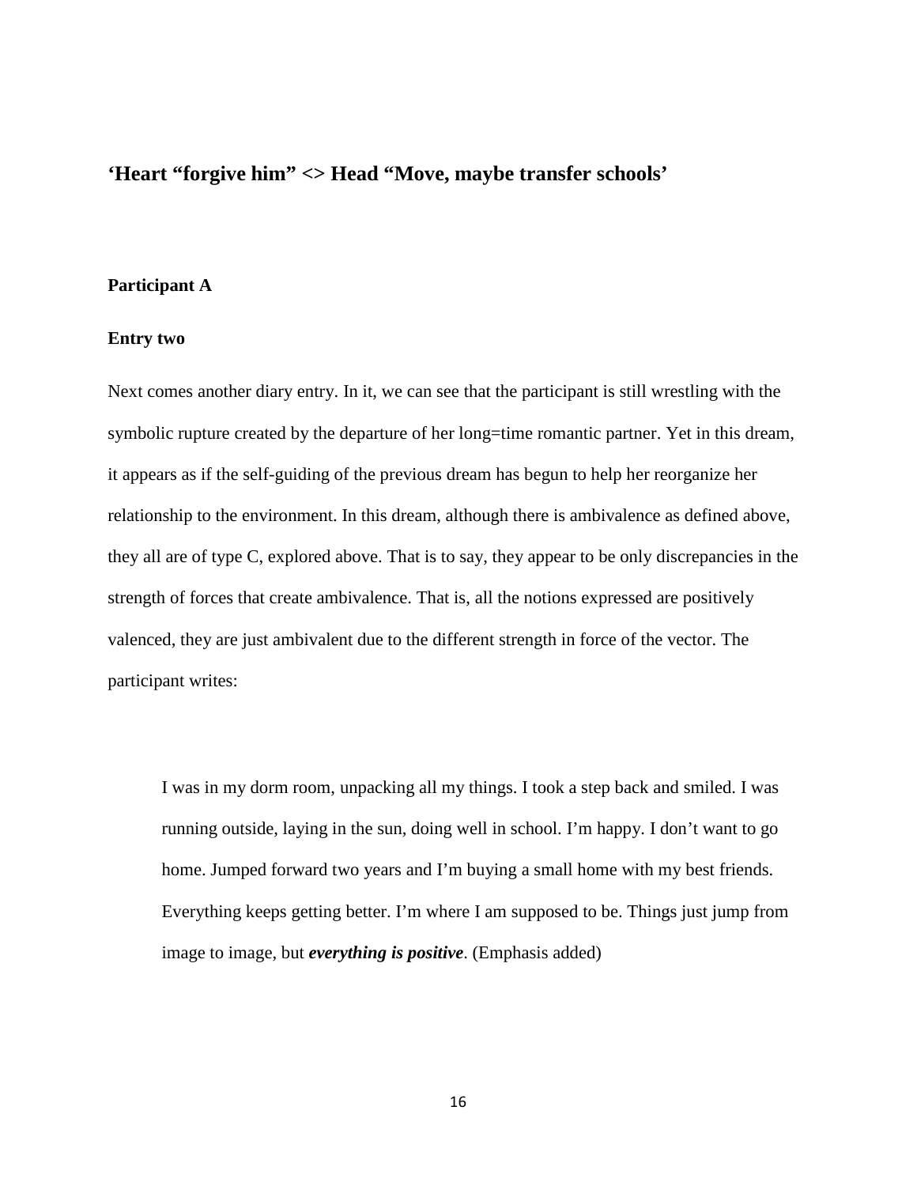### ‘Heart “forgive him” <> Head “Move, maybe transfer schools’

**Participant A**

**Entry two**

Next comes another diary entry. In it, we can see that the participant is still wrestling with the symbolic rupture created by the departure of her long=time romantic partner. Yet in this dream, it appears as if the self-guiding of the previous dream has begun to help her reorganize her relationship to the environment. In this dream, although there is ambivalence as defined above, they all are of type C, explored above. That is to say, they appear to be only discrepancies in the strength of forces that create ambivalence. That is, all the notions expressed are positively valenced, they are just ambivalent due to the different strength in force of the vector. The participant writes:

> I was in my dorm room, unpacking all my things. I took a step back and smiled. I was running outside, laying in the sun, doing well in school. I’m happy. I don’t want to go home. Jumped forward two years and I’m buying a small home with my best friends. Everything keeps getting better. I’m where I am supposed to be. Things just jump from image to image, but ***everything is positive***. (Emphasis added)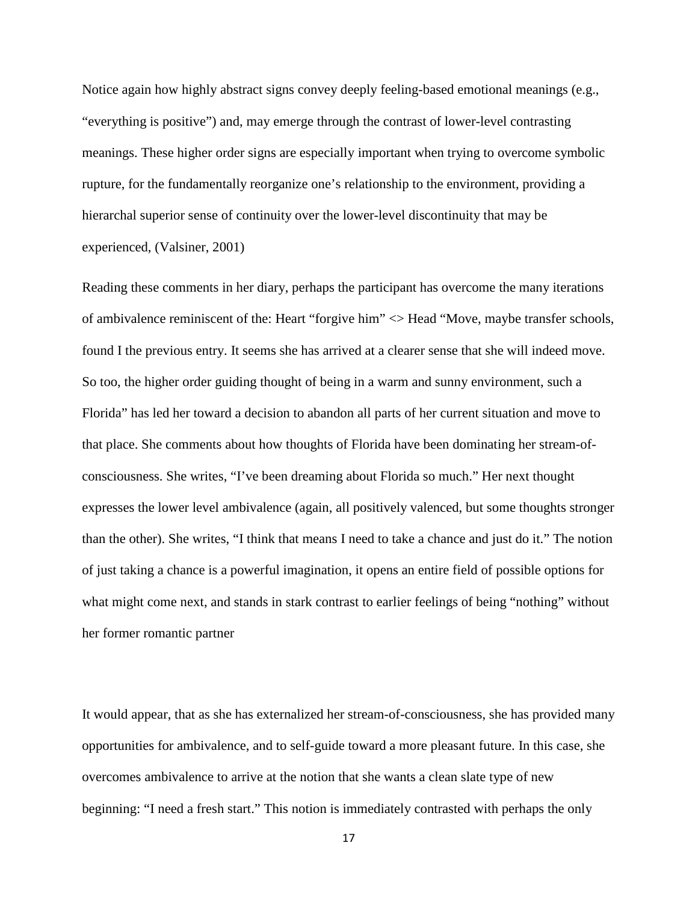Notice again how highly abstract signs convey deeply feeling-based emotional meanings (e.g., "everything is positive") and, may emerge through the contrast of lower-level contrasting meanings. These higher order signs are especially important when trying to overcome symbolic rupture, for the fundamentally reorganize one's relationship to the environment, providing a hierarchal superior sense of continuity over the lower-level discontinuity that may be experienced, (Valsiner, 2001)

Reading these comments in her diary, perhaps the participant has overcome the many iterations of ambivalence reminiscent of the: Heart "forgive him" <> Head "Move, maybe transfer schools, found I the previous entry. It seems she has arrived at a clearer sense that she will indeed move. So too, the higher order guiding thought of being in a warm and sunny environment, such a Florida" has led her toward a decision to abandon all parts of her current situation and move to that place. She comments about how thoughts of Florida have been dominating her stream-of-consciousness. She writes, "I've been dreaming about Florida so much." Her next thought expresses the lower level ambivalence (again, all positively valenced, but some thoughts stronger than the other). She writes, "I think that means I need to take a chance and just do it." The notion of just taking a chance is a powerful imagination, it opens an entire field of possible options for what might come next, and stands in stark contrast to earlier feelings of being "nothing" without her former romantic partner

It would appear, that as she has externalized her stream-of-consciousness, she has provided many opportunities for ambivalence, and to self-guide toward a more pleasant future. In this case, she overcomes ambivalence to arrive at the notion that she wants a clean slate type of new beginning: "I need a fresh start." This notion is immediately contrasted with perhaps the only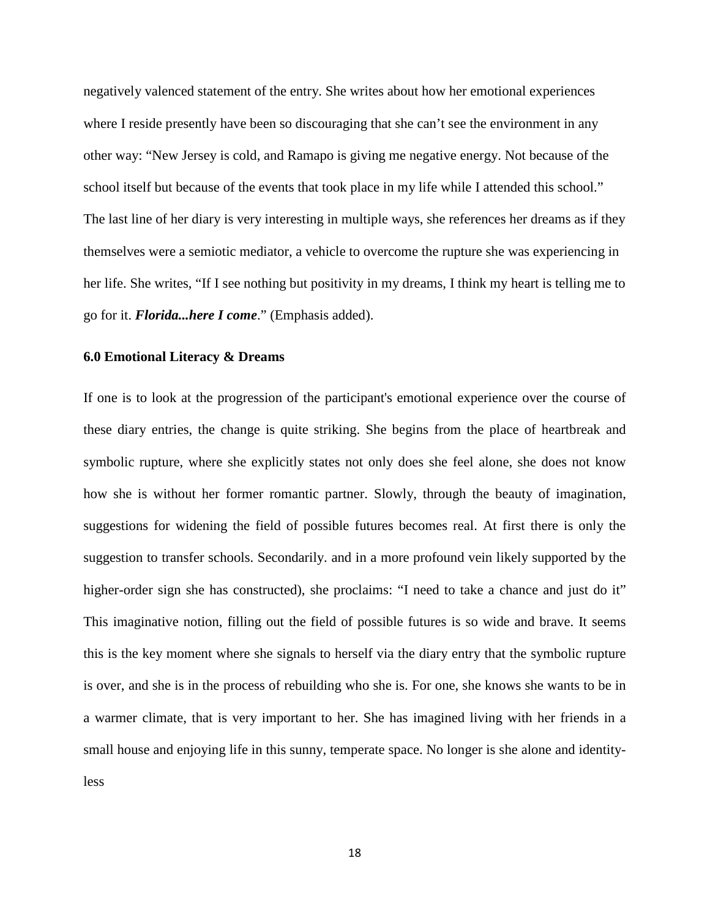negatively valenced statement of the entry. She writes about how her emotional experiences where I reside presently have been so discouraging that she can't see the environment in any other way: "New Jersey is cold, and Ramapo is giving me negative energy. Not because of the school itself but because of the events that took place in my life while I attended this school." The last line of her diary is very interesting in multiple ways, she references her dreams as if they themselves were a semiotic mediator, a vehicle to overcome the rupture she was experiencing in her life. She writes, "If I see nothing but positivity in my dreams, I think my heart is telling me to go for it. ***Florida...here I come***." (Emphasis added).

### 6.0 Emotional Literacy & Dreams

If one is to look at the progression of the participant's emotional experience over the course of these diary entries, the change is quite striking. She begins from the place of heartbreak and symbolic rupture, where she explicitly states not only does she feel alone, she does not know how she is without her former romantic partner. Slowly, through the beauty of imagination, suggestions for widening the field of possible futures becomes real. At first there is only the suggestion to transfer schools. Secondarily. and in a more profound vein likely supported by the higher-order sign she has constructed), she proclaims: "I need to take a chance and just do it" This imaginative notion, filling out the field of possible futures is so wide and brave. It seems this is the key moment where she signals to herself via the diary entry that the symbolic rupture is over, and she is in the process of rebuilding who she is. For one, she knows she wants to be in a warmer climate, that is very important to her. She has imagined living with her friends in a small house and enjoying life in this sunny, temperate space. No longer is she alone and identity-less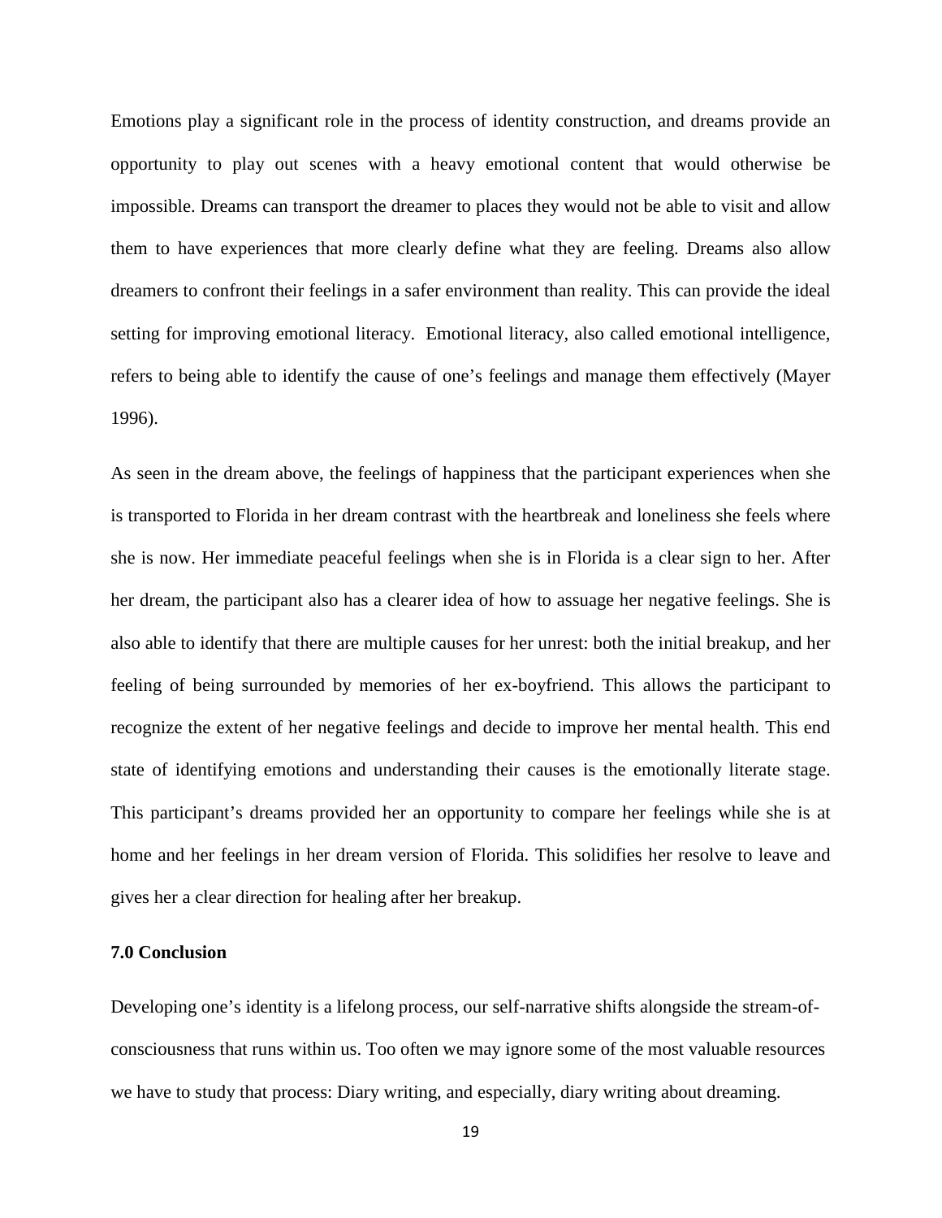Emotions play a significant role in the process of identity construction, and dreams provide an opportunity to play out scenes with a heavy emotional content that would otherwise be impossible. Dreams can transport the dreamer to places they would not be able to visit and allow them to have experiences that more clearly define what they are feeling. Dreams also allow dreamers to confront their feelings in a safer environment than reality. This can provide the ideal setting for improving emotional literacy. Emotional literacy, also called emotional intelligence, refers to being able to identify the cause of one's feelings and manage them effectively (Mayer 1996).

As seen in the dream above, the feelings of happiness that the participant experiences when she is transported to Florida in her dream contrast with the heartbreak and loneliness she feels where she is now. Her immediate peaceful feelings when she is in Florida is a clear sign to her. After her dream, the participant also has a clearer idea of how to assuage her negative feelings. She is also able to identify that there are multiple causes for her unrest: both the initial breakup, and her feeling of being surrounded by memories of her ex-boyfriend. This allows the participant to recognize the extent of her negative feelings and decide to improve her mental health. This end state of identifying emotions and understanding their causes is the emotionally literate stage. This participant's dreams provided her an opportunity to compare her feelings while she is at home and her feelings in her dream version of Florida. This solidifies her resolve to leave and gives her a clear direction for healing after her breakup.

## 7.0 Conclusion

Developing one's identity is a lifelong process, our self-narrative shifts alongside the stream-of-consciousness that runs within us. Too often we may ignore some of the most valuable resources we have to study that process: Diary writing, and especially, diary writing about dreaming.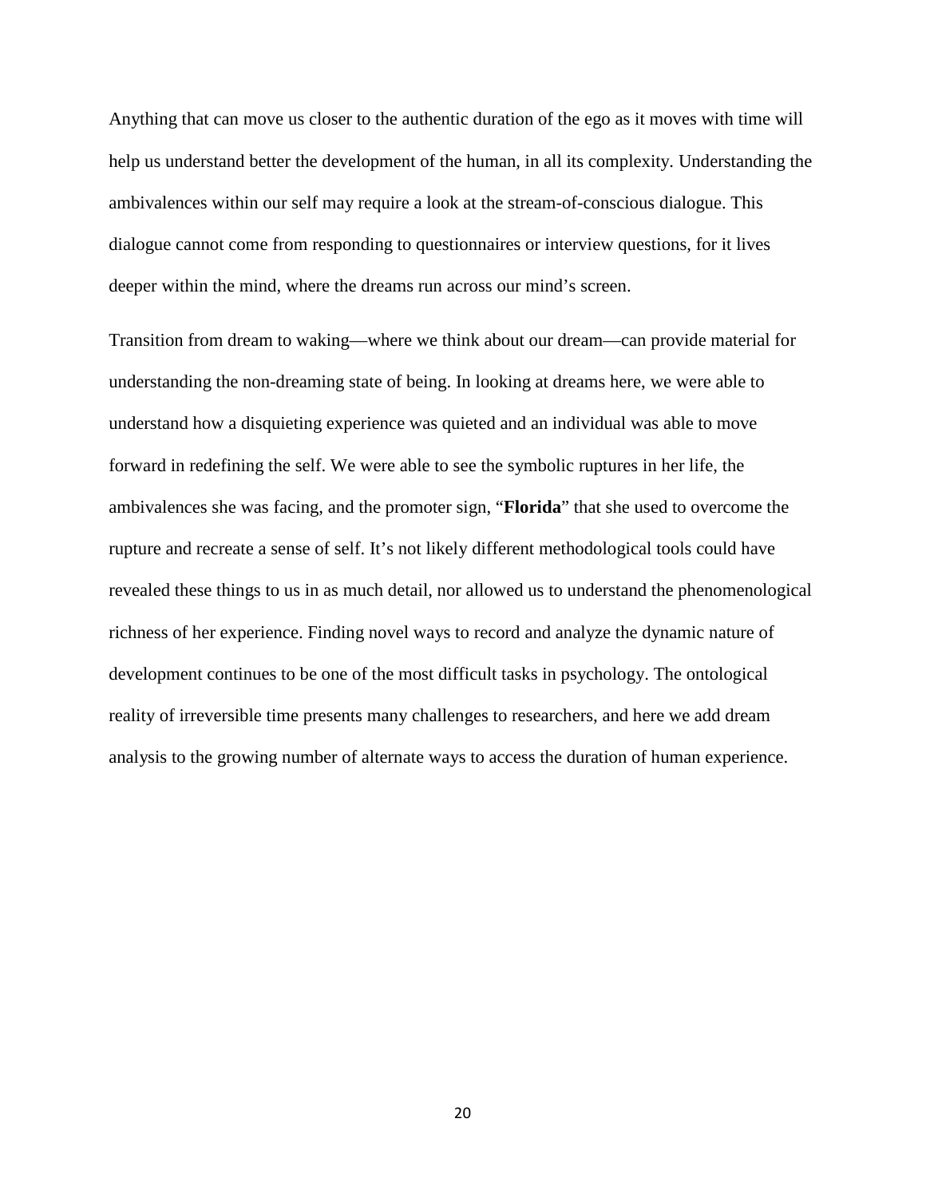Anything that can move us closer to the authentic duration of the ego as it moves with time will help us understand better the development of the human, in all its complexity. Understanding the ambivalences within our self may require a look at the stream-of-conscious dialogue. This dialogue cannot come from responding to questionnaires or interview questions, for it lives deeper within the mind, where the dreams run across our mind's screen.

Transition from dream to waking—where we think about our dream—can provide material for understanding the non-dreaming state of being. In looking at dreams here, we were able to understand how a disquieting experience was quieted and an individual was able to move forward in redefining the self. We were able to see the symbolic ruptures in her life, the ambivalences she was facing, and the promoter sign, "**Florida**" that she used to overcome the rupture and recreate a sense of self. It's not likely different methodological tools could have revealed these things to us in as much detail, nor allowed us to understand the phenomenological richness of her experience. Finding novel ways to record and analyze the dynamic nature of development continues to be one of the most difficult tasks in psychology. The ontological reality of irreversible time presents many challenges to researchers, and here we add dream analysis to the growing number of alternate ways to access the duration of human experience.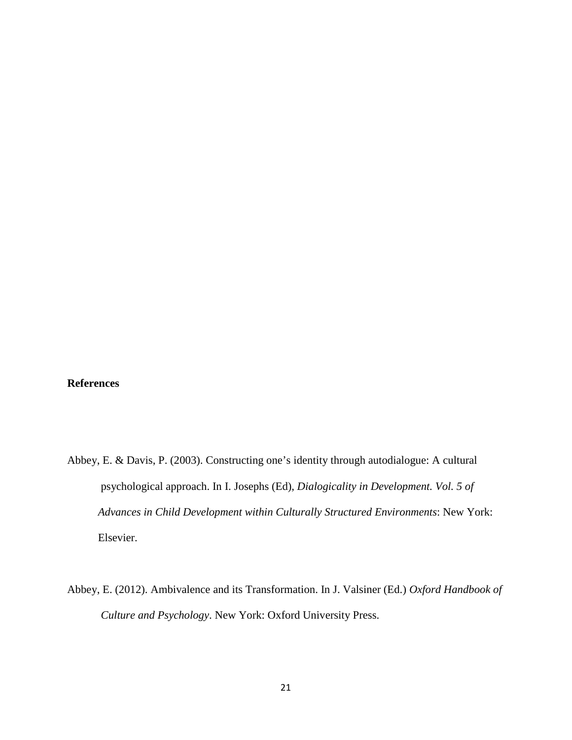**References**

Abbey, E. & Davis, P. (2003). Constructing one's identity through autodialogue: A cultural psychological approach. In I. Josephs (Ed), *Dialogicality in Development. Vol. 5 of Advances in Child Development within Culturally Structured Environments*: New York: Elsevier.

Abbey, E. (2012). Ambivalence and its Transformation. In J. Valsiner (Ed.) *Oxford Handbook of Culture and Psychology*. New York: Oxford University Press.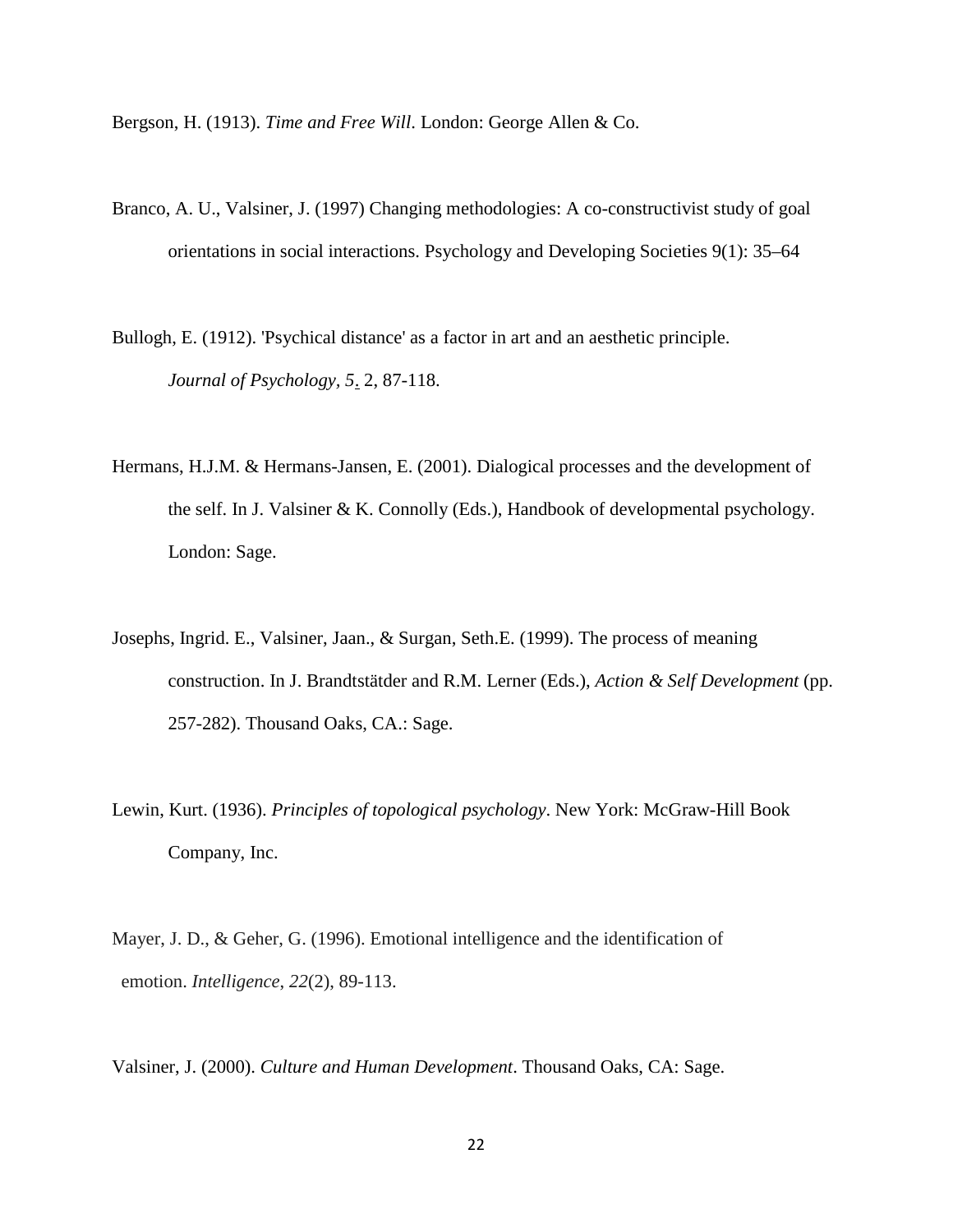Bergson, H. (1913). *Time and Free Will*. London: George Allen & Co.

Branco, A. U., Valsiner, J. (1997) Changing methodologies: A co-constructivist study of goal orientations in social interactions. Psychology and Developing Societies 9(1): 35–64

Bullogh, E. (1912). 'Psychical distance' as a factor in art and an aesthetic principle. *Journal of Psychology*, *5*. 2, 87-118.

Hermans, H.J.M. & Hermans-Jansen, E. (2001). Dialogical processes and the development of the self. In J. Valsiner & K. Connolly (Eds.), Handbook of developmental psychology. London: Sage.

Josephs, Ingrid. E., Valsiner, Jaan., & Surgan, Seth.E. (1999). The process of meaning construction. In J. Brandtstätder and R.M. Lerner (Eds.), *Action & Self Development* (pp. 257-282). Thousand Oaks, CA.: Sage.

Lewin, Kurt. (1936). *Principles of topological psychology*. New York: McGraw-Hill Book Company, Inc.

Mayer, J. D., & Geher, G. (1996). Emotional intelligence and the identification of emotion. *Intelligence*, *22*(2), 89-113.

Valsiner, J. (2000). *Culture and Human Development*. Thousand Oaks, CA: Sage.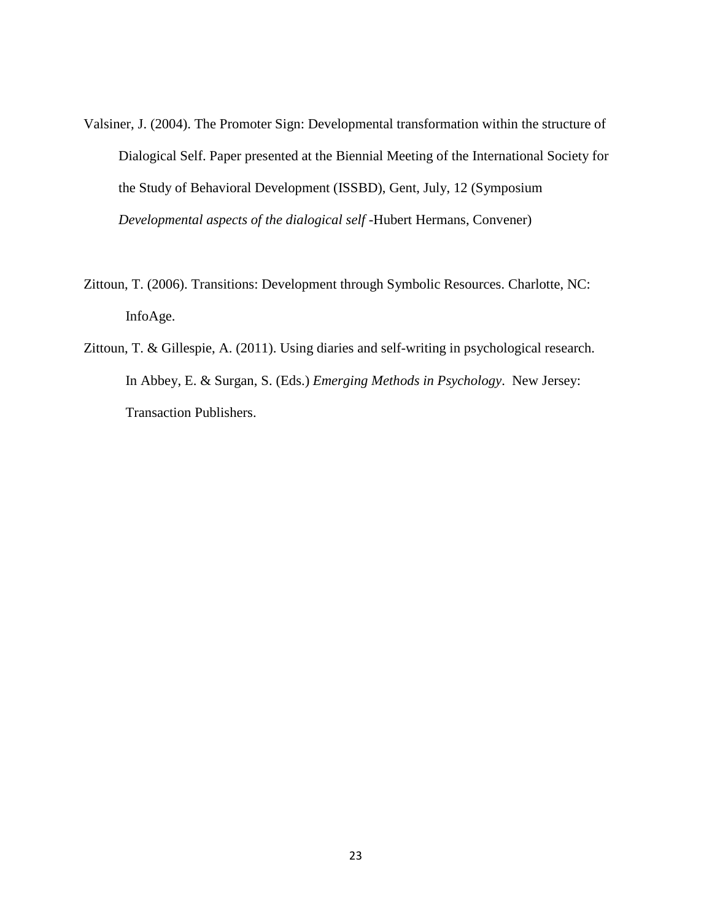Valsiner, J. (2004). The Promoter Sign: Developmental transformation within the structure of Dialogical Self. Paper presented at the Biennial Meeting of the International Society for the Study of Behavioral Development (ISSBD), Gent, July, 12 (Symposium *Developmental aspects of the dialogical self* -Hubert Hermans, Convener)

Zittoun, T. (2006). Transitions: Development through Symbolic Resources. Charlotte, NC: InfoAge.

Zittoun, T. & Gillespie, A. (2011). Using diaries and self-writing in psychological research. In Abbey, E. & Surgan, S. (Eds.) *Emerging Methods in Psychology*. New Jersey: Transaction Publishers.